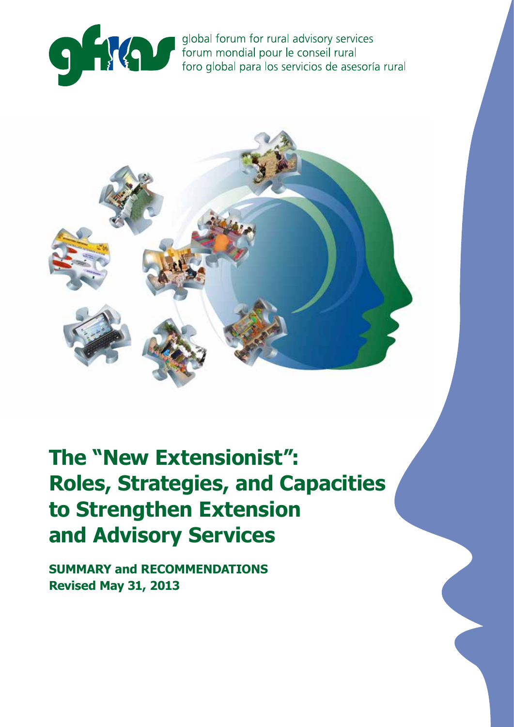global forum for rural advisory services
forum mondial pour le conseil rural
foro global para los servicios de asesoría rural

# The "New Extensionist": Roles, Strategies, and Capacities to Strengthen Extension and Advisory Services

**SUMMARY and RECOMMENDATIONS**
**Revised May 31, 2013**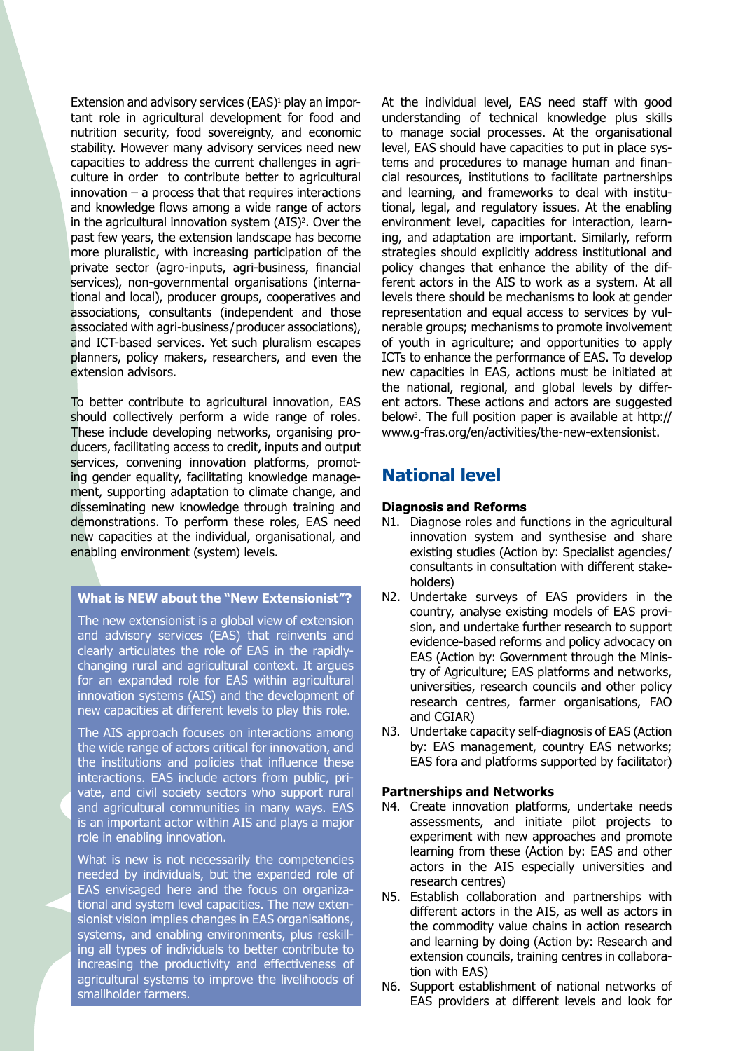Extension and advisory services (EAS)[1] play an important role in agricultural development for food and nutrition security, food sovereignty, and economic stability. However many advisory services need new capacities to address the current challenges in agriculture in order to contribute better to agricultural innovation – a process that that requires interactions and knowledge flows among a wide range of actors in the agricultural innovation system (AIS)[2]. Over the past few years, the extension landscape has become more pluralistic, with increasing participation of the private sector (agro-inputs, agri-business, financial services), non-governmental organisations (international and local), producer groups, cooperatives and associations, consultants (independent and those associated with agri-business/producer associations), and ICT-based services. Yet such pluralism escapes planners, policy makers, researchers, and even the extension advisors.

To better contribute to agricultural innovation, EAS should collectively perform a wide range of roles. These include developing networks, organising producers, facilitating access to credit, inputs and output services, convening innovation platforms, promoting gender equality, facilitating knowledge management, supporting adaptation to climate change, and disseminating new knowledge through training and demonstrations. To perform these roles, EAS need new capacities at the individual, organisational, and enabling environment (system) levels.

**What is NEW about the "New Extensionist"?**

The new extensionist is a global view of extension and advisory services (EAS) that reinvents and clearly articulates the role of EAS in the rapidly-changing rural and agricultural context. It argues for an expanded role for EAS within agricultural innovation systems (AIS) and the development of new capacities at different levels to play this role.

The AIS approach focuses on interactions among the wide range of actors critical for innovation, and the institutions and policies that influence these interactions. EAS include actors from public, private, and civil society sectors who support rural and agricultural communities in many ways. EAS is an important actor within AIS and plays a major role in enabling innovation.

What is new is not necessarily the competencies needed by individuals, but the expanded role of EAS envisaged here and the focus on organizational and system level capacities. The new extensionist vision implies changes in EAS organisations, systems, and enabling environments, plus reskilling all types of individuals to better contribute to increasing the productivity and effectiveness of agricultural systems to improve the livelihoods of smallholder farmers.

At the individual level, EAS need staff with good understanding of technical knowledge plus skills to manage social processes. At the organisational level, EAS should have capacities to put in place systems and procedures to manage human and financial resources, institutions to facilitate partnerships and learning, and frameworks to deal with institutional, legal, and regulatory issues. At the enabling environment level, capacities for interaction, learning, and adaptation are important. Similarly, reform strategies should explicitly address institutional and policy changes that enhance the ability of the different actors in the AIS to work as a system. At all levels there should be mechanisms to look at gender representation and equal access to services by vulnerable groups; mechanisms to promote involvement of youth in agriculture; and opportunities to apply ICTs to enhance the performance of EAS. To develop new capacities in EAS, actions must be initiated at the national, regional, and global levels by different actors. These actions and actors are suggested below[3]. The full position paper is available at http://www.g-fras.org/en/activities/the-new-extensionist.

## National level

**Diagnosis and Reforms**

- N1. Diagnose roles and functions in the agricultural innovation system and synthesise and share existing studies (Action by: Specialist agencies/consultants in consultation with different stakeholders)
- N2. Undertake surveys of EAS providers in the country, analyse existing models of EAS provision, and undertake further research to support evidence-based reforms and policy advocacy on EAS (Action by: Government through the Ministry of Agriculture; EAS platforms and networks, universities, research councils and other policy research centres, farmer organisations, FAO and CGIAR)
- N3. Undertake capacity self-diagnosis of EAS (Action by: EAS management, country EAS networks; EAS fora and platforms supported by facilitator)

**Partnerships and Networks**

- N4. Create innovation platforms, undertake needs assessments, and initiate pilot projects to experiment with new approaches and promote learning from these (Action by: EAS and other actors in the AIS especially universities and research centres)
- N5. Establish collaboration and partnerships with different actors in the AIS, as well as actors in the commodity value chains in action research and learning by doing (Action by: Research and extension councils, training centres in collaboration with EAS)
- N6. Support establishment of national networks of EAS providers at different levels and look for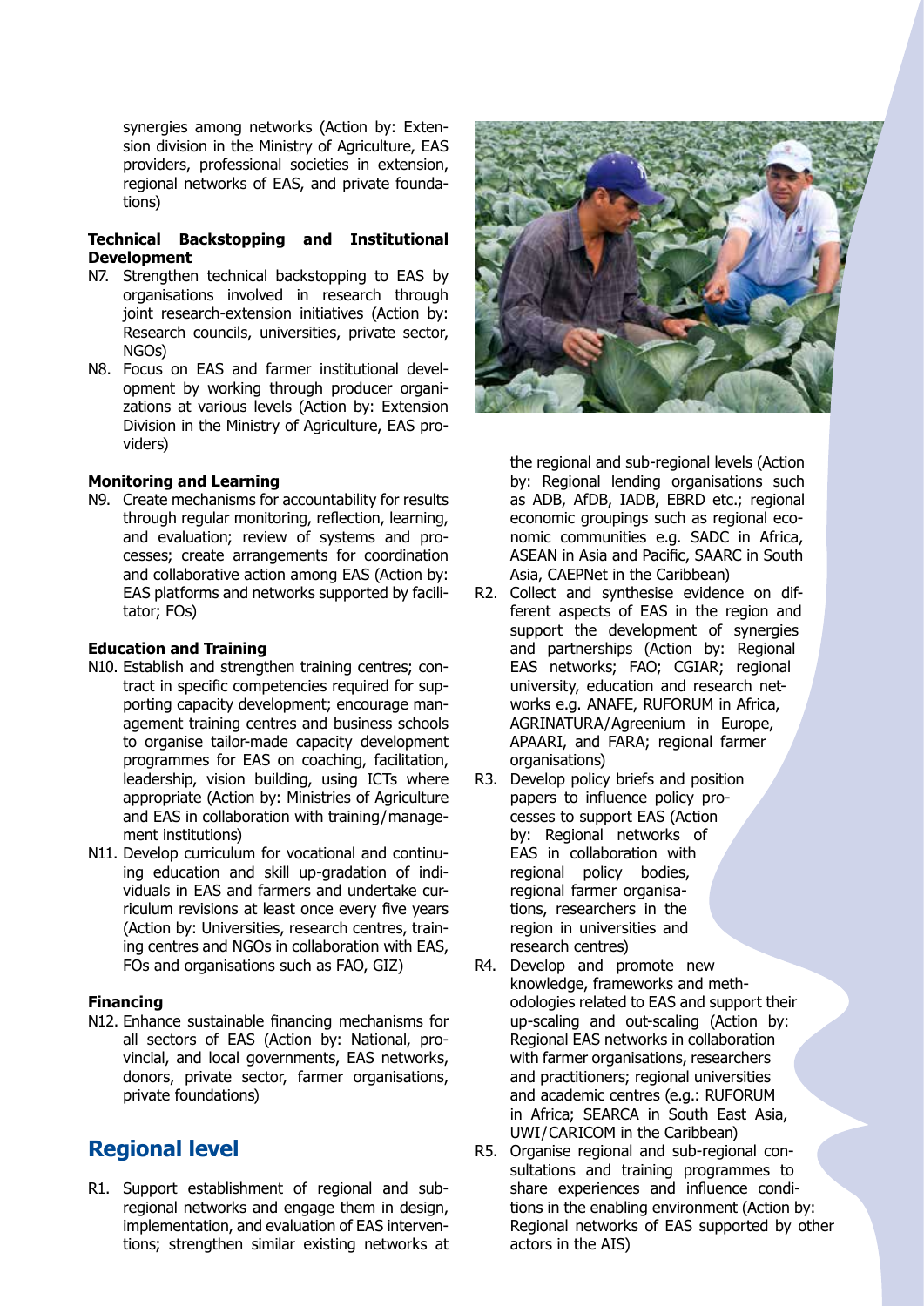synergies among networks (Action by: Extension division in the Ministry of Agriculture, EAS providers, professional societies in extension, regional networks of EAS, and private foundations)

**Technical Backstopping and Institutional Development**

N7. Strengthen technical backstopping to EAS by organisations involved in research through joint research-extension initiatives (Action by: Research councils, universities, private sector, NGOs)

N8. Focus on EAS and farmer institutional development by working through producer organizations at various levels (Action by: Extension Division in the Ministry of Agriculture, EAS providers)

**Monitoring and Learning**

N9. Create mechanisms for accountability for results through regular monitoring, reflection, learning, and evaluation; review of systems and processes; create arrangements for coordination and collaborative action among EAS (Action by: EAS platforms and networks supported by facilitator; FOs)

**Education and Training**

N10. Establish and strengthen training centres; contract in specific competencies required for supporting capacity development; encourage management training centres and business schools to organise tailor-made capacity development programmes for EAS on coaching, facilitation, leadership, vision building, using ICTs where appropriate (Action by: Ministries of Agriculture and EAS in collaboration with training/management institutions)

N11. Develop curriculum for vocational and continuing education and skill up-gradation of individuals in EAS and farmers and undertake curriculum revisions at least once every five years (Action by: Universities, research centres, training centres and NGOs in collaboration with EAS, FOs and organisations such as FAO, GIZ)

**Financing**

N12. Enhance sustainable financing mechanisms for all sectors of EAS (Action by: National, provincial, and local governments, EAS networks, donors, private sector, farmer organisations, private foundations)

## Regional level

R1. Support establishment of regional and sub-regional networks and engage them in design, implementation, and evaluation of EAS interventions; strengthen similar existing networks at the regional and sub-regional levels (Action by: Regional lending organisations such as ADB, AfDB, IADB, EBRD etc.; regional economic groupings such as regional economic communities e.g. SADC in Africa, ASEAN in Asia and Pacific, SAARC in South Asia, CAEPNet in the Caribbean)

R2. Collect and synthesise evidence on different aspects of EAS in the region and support the development of synergies and partnerships (Action by: Regional EAS networks; FAO; CGIAR; regional university, education and research networks e.g. ANAFE, RUFORUM in Africa, AGRINATURA/Agreenium in Europe, APAARI, and FARA; regional farmer organisations)

R3. Develop policy briefs and position papers to influence policy processes to support EAS (Action by: Regional networks of EAS in collaboration with regional policy bodies, regional farmer organisations, researchers in the region in universities and research centres)

R4. Develop and promote new knowledge, frameworks and methodologies related to EAS and support their up-scaling and out-scaling (Action by: Regional EAS networks in collaboration with farmer organisations, researchers and practitioners; regional universities and academic centres (e.g.: RUFORUM in Africa; SEARCA in South East Asia, UWI/CARICOM in the Caribbean)

R5. Organise regional and sub-regional consultations and training programmes to share experiences and influence conditions in the enabling environment (Action by: Regional networks of EAS supported by other actors in the AIS)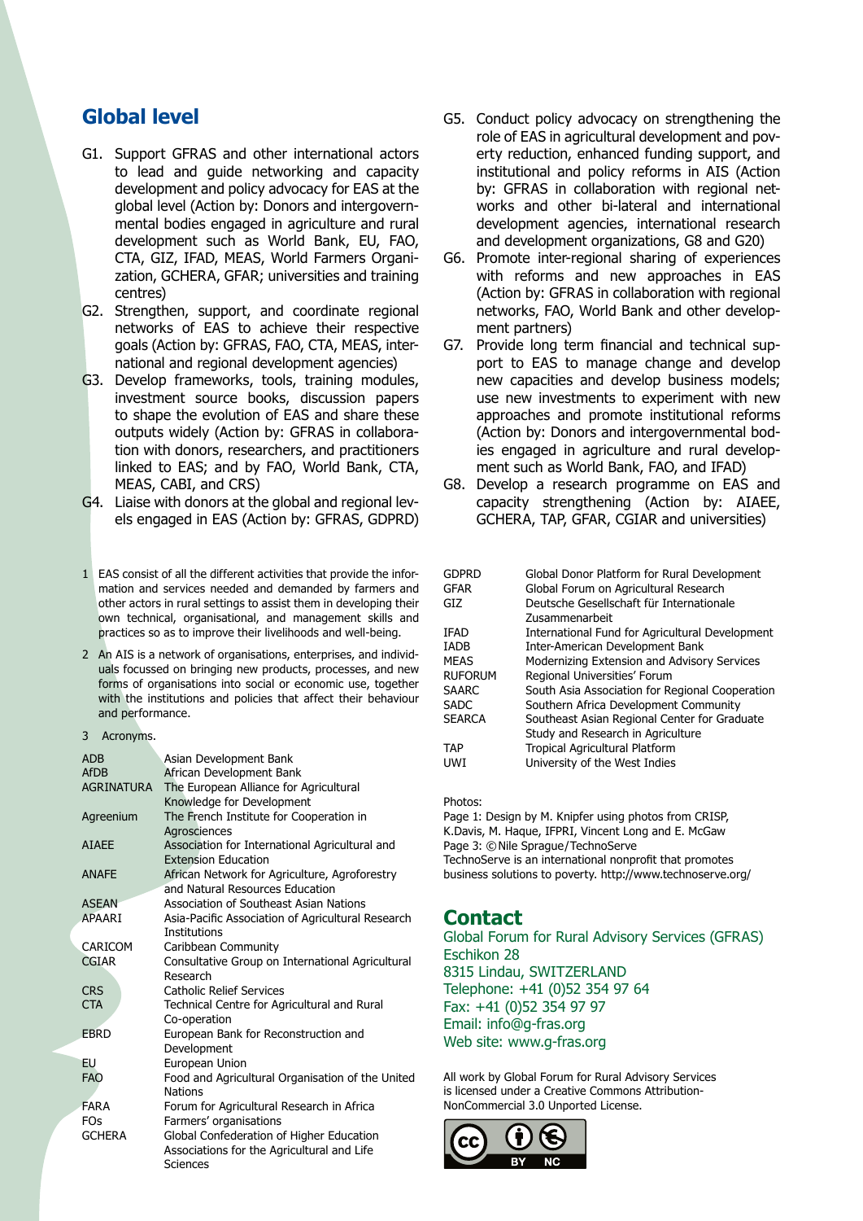## Global level

G1. Support GFRAS and other international actors to lead and guide networking and capacity development and policy advocacy for EAS at the global level (Action by: Donors and intergovernmental bodies engaged in agriculture and rural development such as World Bank, EU, FAO, CTA, GIZ, IFAD, MEAS, World Farmers Organization, GCHERA, GFAR; universities and training centres)

G2. Strengthen, support, and coordinate regional networks of EAS to achieve their respective goals (Action by: GFRAS, FAO, CTA, MEAS, international and regional development agencies)

G3. Develop frameworks, tools, training modules, investment source books, discussion papers to shape the evolution of EAS and share these outputs widely (Action by: GFRAS in collaboration with donors, researchers, and practitioners linked to EAS; and by FAO, World Bank, CTA, MEAS, CABI, and CRS)

G4. Liaise with donors at the global and regional levels engaged in EAS (Action by: GFRAS, GDPRD)

G5. Conduct policy advocacy on strengthening the role of EAS in agricultural development and poverty reduction, enhanced funding support, and institutional and policy reforms in AIS (Action by: GFRAS in collaboration with regional networks and other bi-lateral and international development agencies, international research and development organizations, G8 and G20)

G6. Promote inter-regional sharing of experiences with reforms and new approaches in EAS (Action by: GFRAS in collaboration with regional networks, FAO, World Bank and other development partners)

G7. Provide long term financial and technical support to EAS to manage change and develop new capacities and develop business models; use new investments to experiment with new approaches and promote institutional reforms (Action by: Donors and intergovernmental bodies engaged in agriculture and rural development such as World Bank, FAO, and IFAD)

G8. Develop a research programme on EAS and capacity strengthening (Action by: AIAEE, GCHERA, TAP, GFAR, CGIAR and universities)

1 EAS consist of all the different activities that provide the information and services needed and demanded by farmers and other actors in rural settings to assist them in developing their own technical, organisational, and management skills and practices so as to improve their livelihoods and well-being.

2 An AIS is a network of organisations, enterprises, and individuals focussed on bringing new products, processes, and new forms of organisations into social or economic use, together with the institutions and policies that affect their behaviour and performance.

3 Acronyms.

| | |
|---|---|
| ADB | Asian Development Bank |
| AfDB | African Development Bank |
| AGRINATURA | The European Alliance for Agricultural Knowledge for Development |
| Agreenium | The French Institute for Cooperation in Agrosciences |
| AIAEE | Association for International Agricultural and Extension Education |
| ANAFE | African Network for Agriculture, Agroforestry and Natural Resources Education |
| ASEAN | Association of Southeast Asian Nations |
| APAARI | Asia-Pacific Association of Agricultural Research Institutions |
| CARICOM | Caribbean Community |
| CGIAR | Consultative Group on International Agricultural Research |
| CRS | Catholic Relief Services |
| CTA | Technical Centre for Agricultural and Rural Co-operation |
| EBRD | European Bank for Reconstruction and Development |
| EU | European Union |
| FAO | Food and Agricultural Organisation of the United Nations |
| FARA | Forum for Agricultural Research in Africa |
| FOs | Farmers' organisations |
| GCHERA | Global Confederation of Higher Education Associations for the Agricultural and Life Sciences |
| GDPRD | Global Donor Platform for Rural Development |
| GFAR | Global Forum on Agricultural Research |
| GIZ | Deutsche Gesellschaft für Internationale Zusammenarbeit |
| IFAD | International Fund for Agricultural Development |
| IADB | Inter-American Development Bank |
| MEAS | Modernizing Extension and Advisory Services |
| RUFORUM | Regional Universities' Forum |
| SAARC | South Asia Association for Regional Cooperation |
| SADC | Southern Africa Development Community |
| SEARCA | Southeast Asian Regional Center for Graduate Study and Research in Agriculture |
| TAP | Tropical Agricultural Platform |
| UWI | University of the West Indies |

Photos:
Page 1: Design by M. Knipfer using photos from CRISP, K.Davis, M. Haque, IFPRI, Vincent Long and E. McGaw
Page 3: ©Nile Sprague/TechnoServe
TechnoServe is an international nonprofit that promotes business solutions to poverty. http://www.technoserve.org/

## Contact

Global Forum for Rural Advisory Services (GFRAS)
Eschikon 28
8315 Lindau, SWITZERLAND
Telephone: +41 (0)52 354 97 64
Fax: +41 (0)52 354 97 97
Email: info@g-fras.org
Web site: www.g-fras.org

All work by Global Forum for Rural Advisory Services is licensed under a Creative Commons Attribution-NonCommercial 3.0 Unported License.